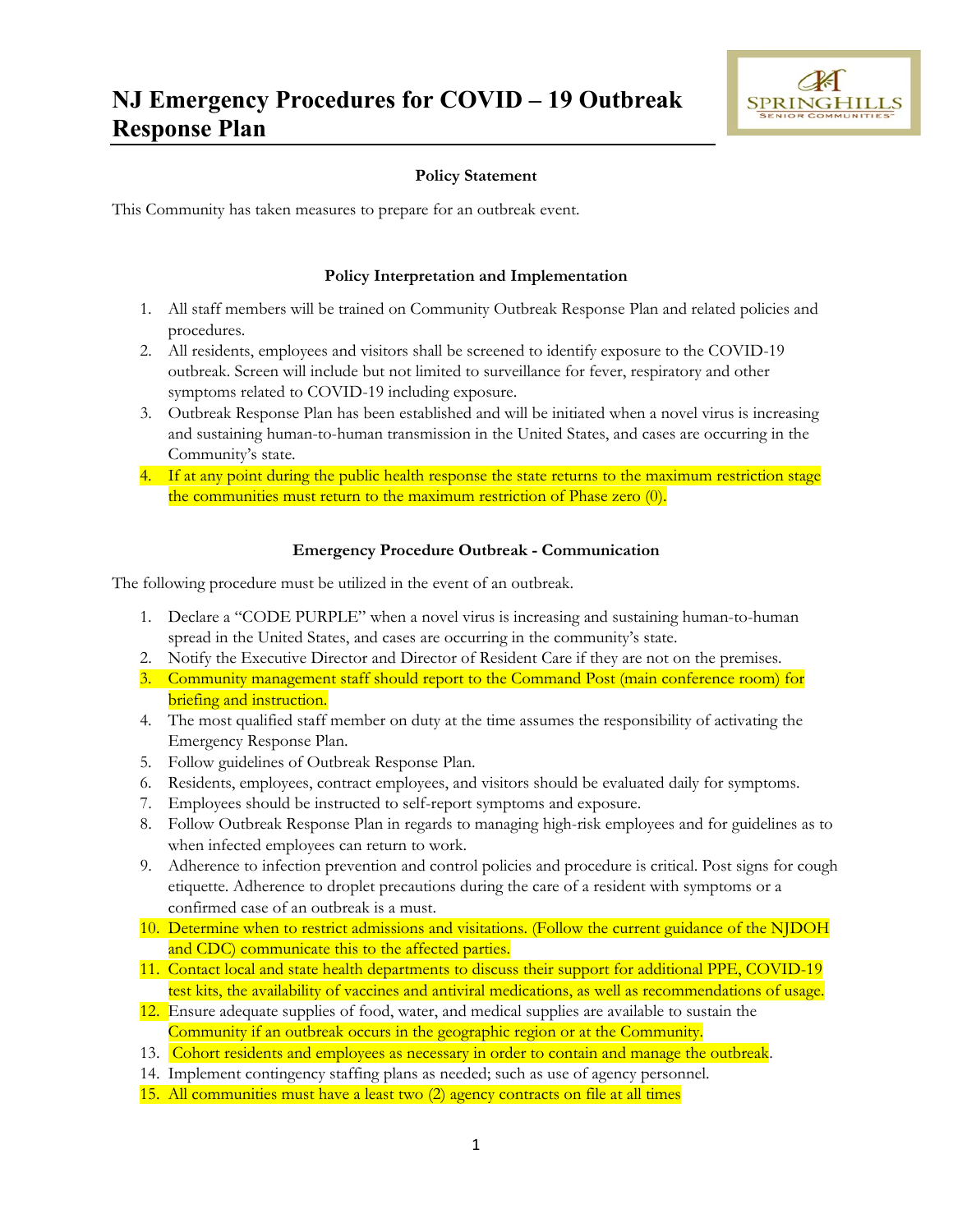# NJ Emergency Procedures for COVID – 19 Outbreak Response Plan

**Policy Statement**

This Community has taken measures to prepare for an outbreak event.

**Policy Interpretation and Implementation**

1. All staff members will be trained on Community Outbreak Response Plan and related policies and procedures.
2. All residents, employees and visitors shall be screened to identify exposure to the COVID-19 outbreak. Screen will include but not limited to surveillance for fever, respiratory and other symptoms related to COVID-19 including exposure.
3. Outbreak Response Plan has been established and will be initiated when a novel virus is increasing and sustaining human-to-human transmission in the United States, and cases are occurring in the Community's state.
4. If at any point during the public health response the state returns to the maximum restriction stage the communities must return to the maximum restriction of Phase zero (0).

**Emergency Procedure Outbreak - Communication**

The following procedure must be utilized in the event of an outbreak.

1. Declare a "CODE PURPLE" when a novel virus is increasing and sustaining human-to-human spread in the United States, and cases are occurring in the community's state.
2. Notify the Executive Director and Director of Resident Care if they are not on the premises.
3. Community management staff should report to the Command Post (main conference room) for briefing and instruction.
4. The most qualified staff member on duty at the time assumes the responsibility of activating the Emergency Response Plan.
5. Follow guidelines of Outbreak Response Plan.
6. Residents, employees, contract employees, and visitors should be evaluated daily for symptoms.
7. Employees should be instructed to self-report symptoms and exposure.
8. Follow Outbreak Response Plan in regards to managing high-risk employees and for guidelines as to when infected employees can return to work.
9. Adherence to infection prevention and control policies and procedure is critical. Post signs for cough etiquette. Adherence to droplet precautions during the care of a resident with symptoms or a confirmed case of an outbreak is a must.
10. Determine when to restrict admissions and visitations. (Follow the current guidance of the NJDOH and CDC) communicate this to the affected parties.
11. Contact local and state health departments to discuss their support for additional PPE, COVID-19 test kits, the availability of vaccines and antiviral medications, as well as recommendations of usage.
12. Ensure adequate supplies of food, water, and medical supplies are available to sustain the Community if an outbreak occurs in the geographic region or at the Community.
13. Cohort residents and employees as necessary in order to contain and manage the outbreak.
14. Implement contingency staffing plans as needed; such as use of agency personnel.
15. All communities must have a least two (2) agency contracts on file at all times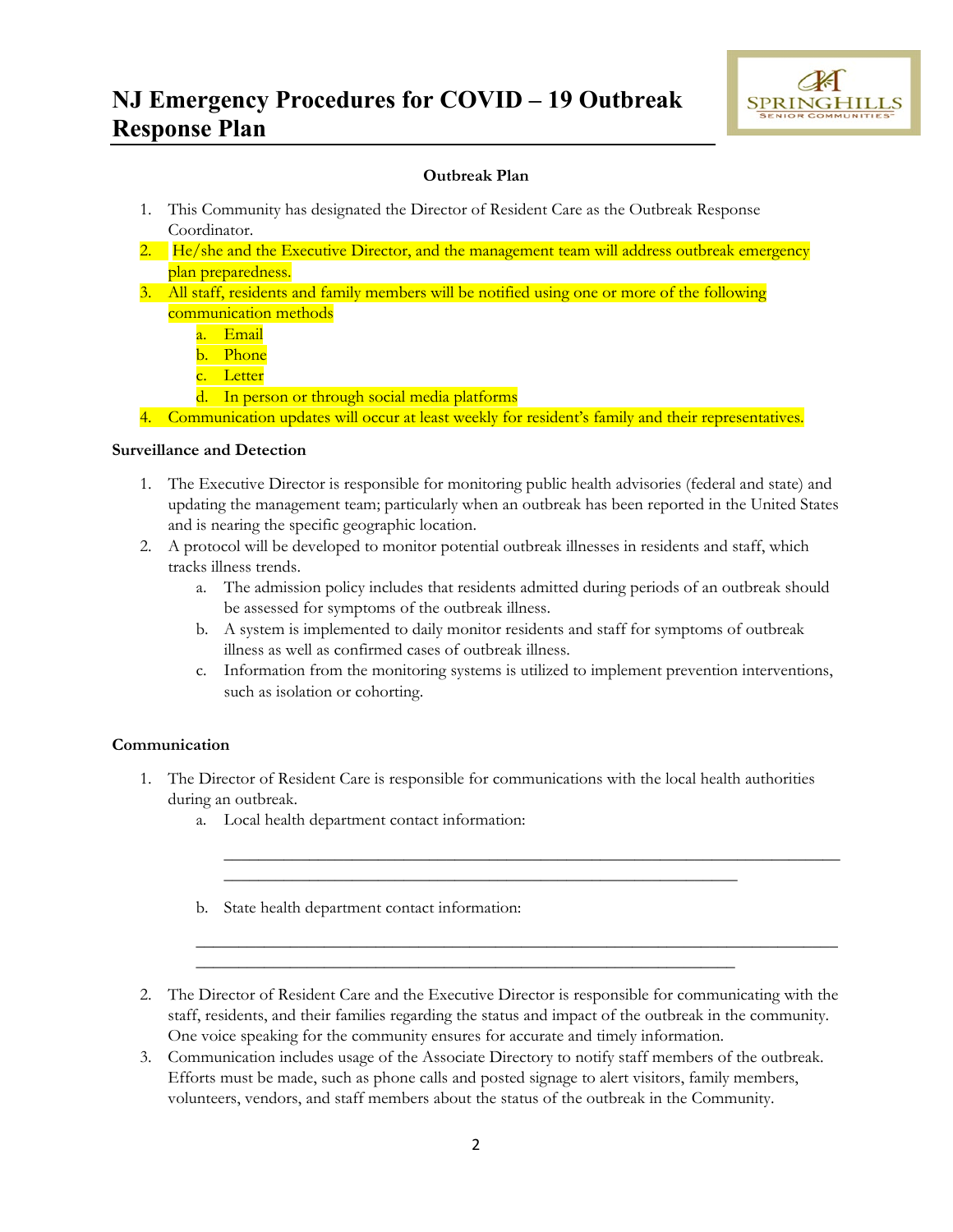# NJ Emergency Procedures for COVID – 19 Outbreak Response Plan

### Outbreak Plan

1. This Community has designated the Director of Resident Care as the Outbreak Response Coordinator.
2. He/she and the Executive Director, and the management team will address outbreak emergency plan preparedness.
3. All staff, residents and family members will be notified using one or more of the following communication methods
   a. Email
   b. Phone
   c. Letter
   d. In person or through social media platforms
4. Communication updates will occur at least weekly for resident's family and their representatives.

**Surveillance and Detection**

1. The Executive Director is responsible for monitoring public health advisories (federal and state) and updating the management team; particularly when an outbreak has been reported in the United States and is nearing the specific geographic location.
2. A protocol will be developed to monitor potential outbreak illnesses in residents and staff, which tracks illness trends.
   a. The admission policy includes that residents admitted during periods of an outbreak should be assessed for symptoms of the outbreak illness.
   b. A system is implemented to daily monitor residents and staff for symptoms of outbreak illness as well as confirmed cases of outbreak illness.
   c. Information from the monitoring systems is utilized to implement prevention interventions, such as isolation or cohorting.

**Communication**

1. The Director of Resident Care is responsible for communications with the local health authorities during an outbreak.
   a. Local health department contact information:

      ______________________________________________________________________________
      ________________________________________________________________

   b. State health department contact information:

      ______________________________________________________________________________
      ________________________________________________________________

2. The Director of Resident Care and the Executive Director is responsible for communicating with the staff, residents, and their families regarding the status and impact of the outbreak in the community. One voice speaking for the community ensures for accurate and timely information.
3. Communication includes usage of the Associate Directory to notify staff members of the outbreak. Efforts must be made, such as phone calls and posted signage to alert visitors, family members, volunteers, vendors, and staff members about the status of the outbreak in the Community.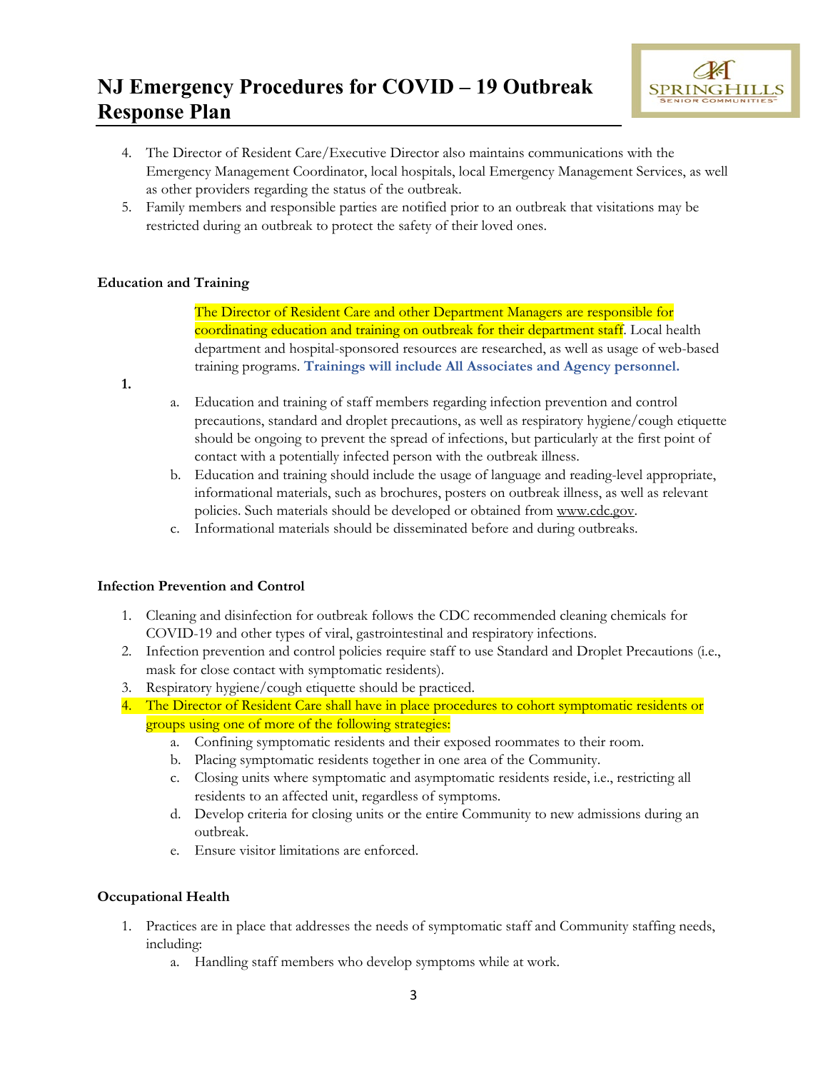4. The Director of Resident Care/Executive Director also maintains communications with the Emergency Management Coordinator, local hospitals, local Emergency Management Services, as well as other providers regarding the status of the outbreak.
5. Family members and responsible parties are notified prior to an outbreak that visitations may be restricted during an outbreak to protect the safety of their loved ones.

**Education and Training**

1. The Director of Resident Care and other Department Managers are responsible for coordinating education and training on outbreak for their department staff. Local health department and hospital-sponsored resources are researched, as well as usage of web-based training programs. **Trainings will include All Associates and Agency personnel.**
    a. Education and training of staff members regarding infection prevention and control precautions, standard and droplet precautions, as well as respiratory hygiene/cough etiquette should be ongoing to prevent the spread of infections, but particularly at the first point of contact with a potentially infected person with the outbreak illness.
    b. Education and training should include the usage of language and reading-level appropriate, informational materials, such as brochures, posters on outbreak illness, as well as relevant policies. Such materials should be developed or obtained from www.cdc.gov.
    c. Informational materials should be disseminated before and during outbreaks.

**Infection Prevention and Control**

1. Cleaning and disinfection for outbreak follows the CDC recommended cleaning chemicals for COVID-19 and other types of viral, gastrointestinal and respiratory infections.
2. Infection prevention and control policies require staff to use Standard and Droplet Precautions (i.e., mask for close contact with symptomatic residents).
3. Respiratory hygiene/cough etiquette should be practiced.
4. The Director of Resident Care shall have in place procedures to cohort symptomatic residents or groups using one of more of the following strategies:
    a. Confining symptomatic residents and their exposed roommates to their room.
    b. Placing symptomatic residents together in one area of the Community.
    c. Closing units where symptomatic and asymptomatic residents reside, i.e., restricting all residents to an affected unit, regardless of symptoms.
    d. Develop criteria for closing units or the entire Community to new admissions during an outbreak.
    e. Ensure visitor limitations are enforced.

**Occupational Health**

1. Practices are in place that addresses the needs of symptomatic staff and Community staffing needs, including:
    a. Handling staff members who develop symptoms while at work.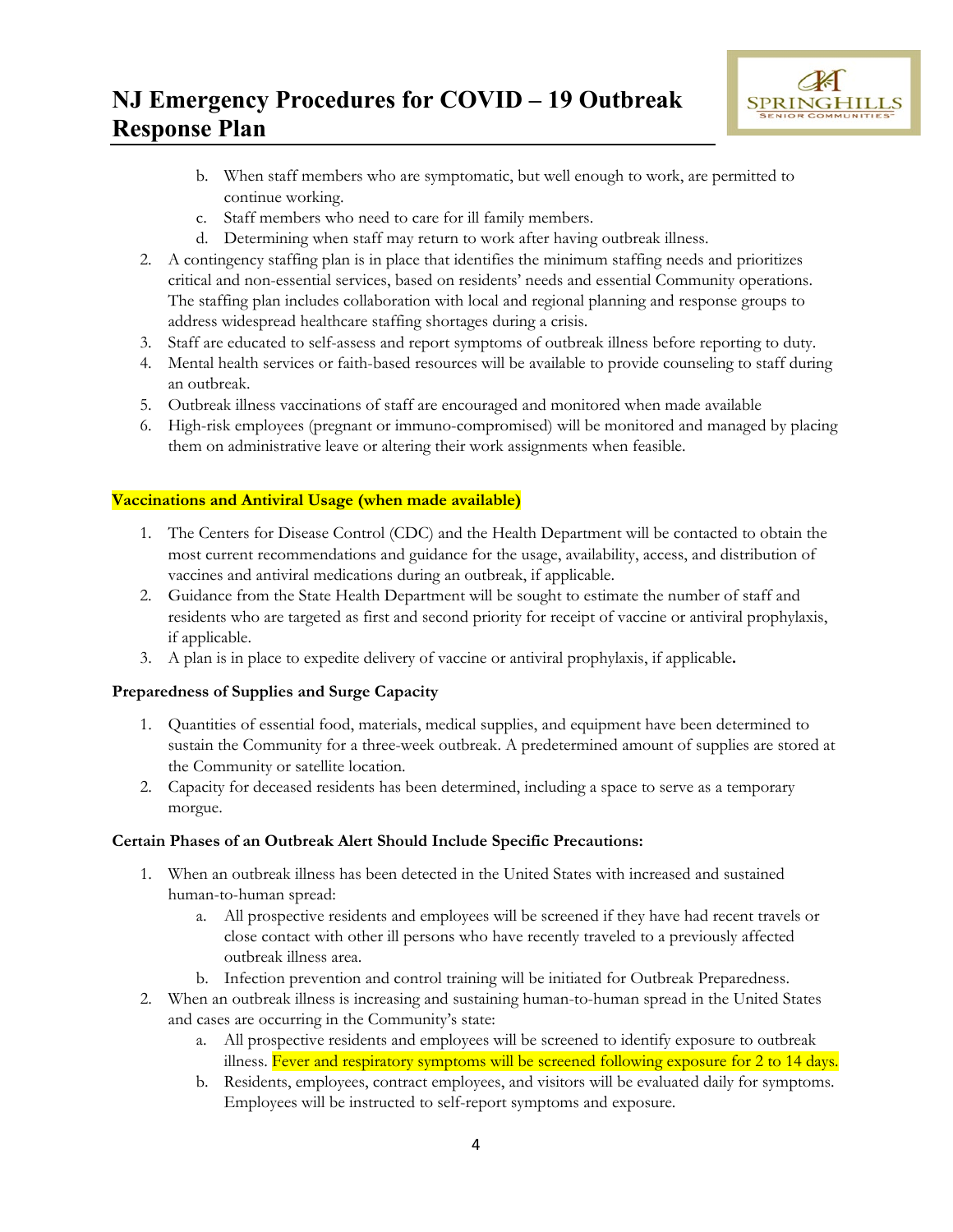b. When staff members who are symptomatic, but well enough to work, are permitted to continue working.
   c. Staff members who need to care for ill family members.
   d. Determining when staff may return to work after having outbreak illness.
2. A contingency staffing plan is in place that identifies the minimum staffing needs and prioritizes critical and non-essential services, based on residents' needs and essential Community operations. The staffing plan includes collaboration with local and regional planning and response groups to address widespread healthcare staffing shortages during a crisis.
3. Staff are educated to self-assess and report symptoms of outbreak illness before reporting to duty.
4. Mental health services or faith-based resources will be available to provide counseling to staff during an outbreak.
5. Outbreak illness vaccinations of staff are encouraged and monitored when made available
6. High-risk employees (pregnant or immuno-compromised) will be monitored and managed by placing them on administrative leave or altering their work assignments when feasible.

**Vaccinations and Antiviral Usage (when made available)**

1. The Centers for Disease Control (CDC) and the Health Department will be contacted to obtain the most current recommendations and guidance for the usage, availability, access, and distribution of vaccines and antiviral medications during an outbreak, if applicable.
2. Guidance from the State Health Department will be sought to estimate the number of staff and residents who are targeted as first and second priority for receipt of vaccine or antiviral prophylaxis, if applicable.
3. A plan is in place to expedite delivery of vaccine or antiviral prophylaxis, if applicable.

**Preparedness of Supplies and Surge Capacity**

1. Quantities of essential food, materials, medical supplies, and equipment have been determined to sustain the Community for a three-week outbreak. A predetermined amount of supplies are stored at the Community or satellite location.
2. Capacity for deceased residents has been determined, including a space to serve as a temporary morgue.

**Certain Phases of an Outbreak Alert Should Include Specific Precautions:**

1. When an outbreak illness has been detected in the United States with increased and sustained human-to-human spread:
   a. All prospective residents and employees will be screened if they have had recent travels or close contact with other ill persons who have recently traveled to a previously affected outbreak illness area.
   b. Infection prevention and control training will be initiated for Outbreak Preparedness.
2. When an outbreak illness is increasing and sustaining human-to-human spread in the United States and cases are occurring in the Community's state:
   a. All prospective residents and employees will be screened to identify exposure to outbreak illness. Fever and respiratory symptoms will be screened following exposure for 2 to 14 days.
   b. Residents, employees, contract employees, and visitors will be evaluated daily for symptoms. Employees will be instructed to self-report symptoms and exposure.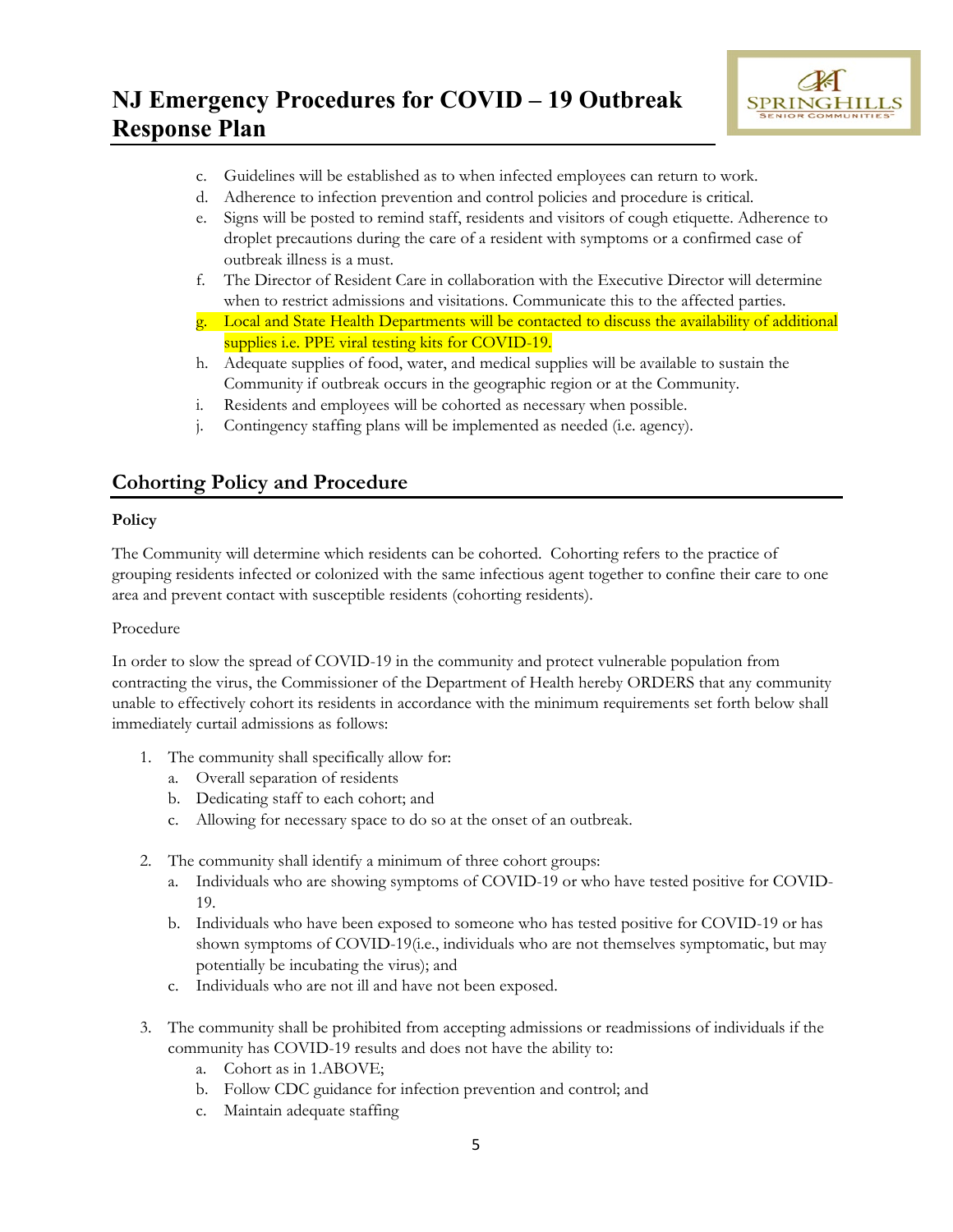c. Guidelines will be established as to when infected employees can return to work.
d. Adherence to infection prevention and control policies and procedure is critical.
e. Signs will be posted to remind staff, residents and visitors of cough etiquette. Adherence to droplet precautions during the care of a resident with symptoms or a confirmed case of outbreak illness is a must.
f. The Director of Resident Care in collaboration with the Executive Director will determine when to restrict admissions and visitations. Communicate this to the affected parties.
g. Local and State Health Departments will be contacted to discuss the availability of additional supplies i.e. PPE viral testing kits for COVID-19.
h. Adequate supplies of food, water, and medical supplies will be available to sustain the Community if outbreak occurs in the geographic region or at the Community.
i. Residents and employees will be cohorted as necessary when possible.
j. Contingency staffing plans will be implemented as needed (i.e. agency).

## Cohorting Policy and Procedure

**Policy**

The Community will determine which residents can be cohorted. Cohorting refers to the practice of grouping residents infected or colonized with the same infectious agent together to confine their care to one area and prevent contact with susceptible residents (cohorting residents).

Procedure

In order to slow the spread of COVID-19 in the community and protect vulnerable population from contracting the virus, the Commissioner of the Department of Health hereby ORDERS that any community unable to effectively cohort its residents in accordance with the minimum requirements set forth below shall immediately curtail admissions as follows:

1. The community shall specifically allow for:
   a. Overall separation of residents
   b. Dedicating staff to each cohort; and
   c. Allowing for necessary space to do so at the onset of an outbreak.

2. The community shall identify a minimum of three cohort groups:
   a. Individuals who are showing symptoms of COVID-19 or who have tested positive for COVID-19.
   b. Individuals who have been exposed to someone who has tested positive for COVID-19 or has shown symptoms of COVID-19(i.e., individuals who are not themselves symptomatic, but may potentially be incubating the virus); and
   c. Individuals who are not ill and have not been exposed.

3. The community shall be prohibited from accepting admissions or readmissions of individuals if the community has COVID-19 results and does not have the ability to:
   a. Cohort as in 1.ABOVE;
   b. Follow CDC guidance for infection prevention and control; and
   c. Maintain adequate staffing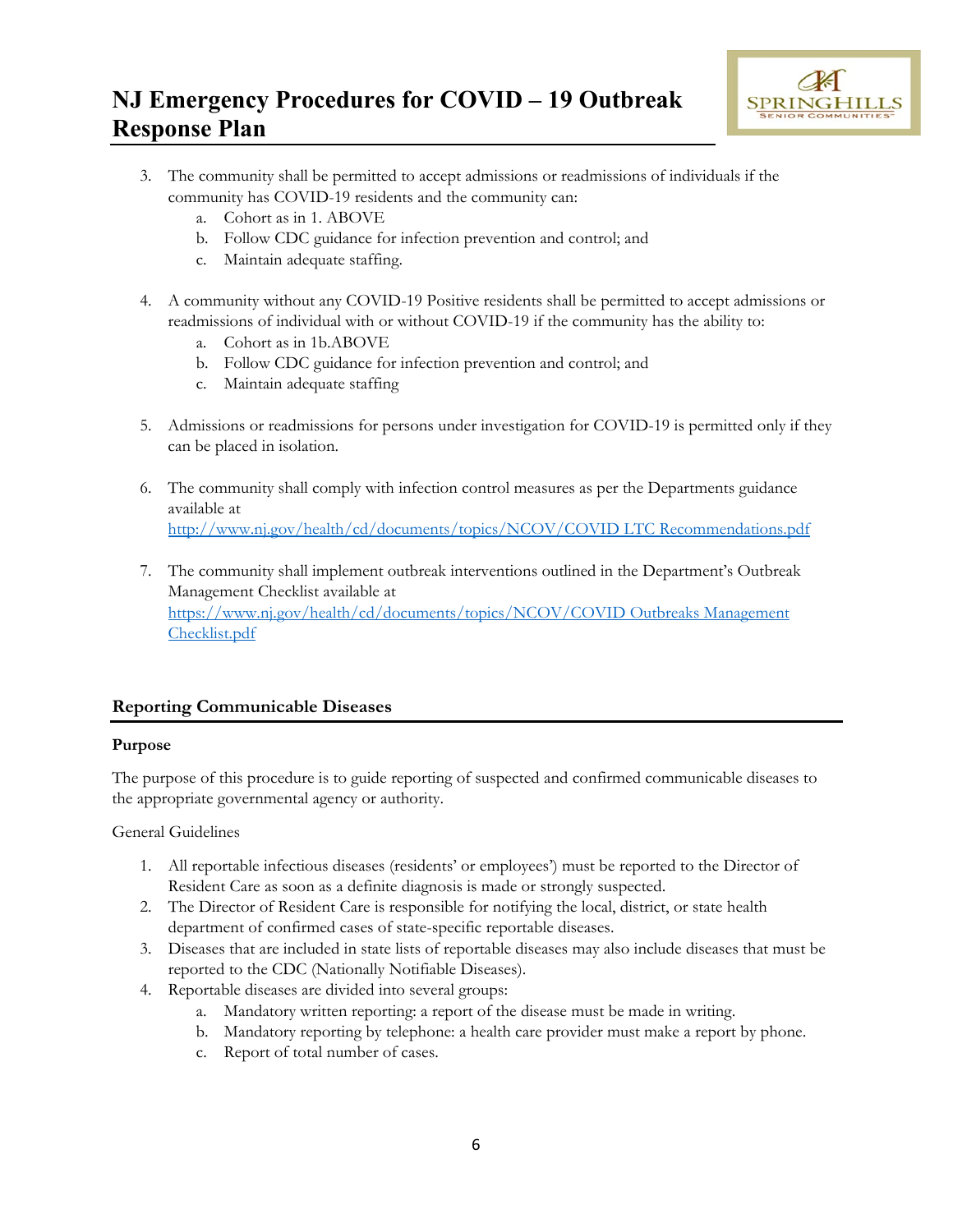3. The community shall be permitted to accept admissions or readmissions of individuals if the community has COVID-19 residents and the community can:
    a. Cohort as in 1. ABOVE
    b. Follow CDC guidance for infection prevention and control; and
    c. Maintain adequate staffing.

4. A community without any COVID-19 Positive residents shall be permitted to accept admissions or readmissions of individual with or without COVID-19 if the community has the ability to:
    a. Cohort as in 1b.ABOVE
    b. Follow CDC guidance for infection prevention and control; and
    c. Maintain adequate staffing

5. Admissions or readmissions for persons under investigation for COVID-19 is permitted only if they can be placed in isolation.

6. The community shall comply with infection control measures as per the Departments guidance available at [http://www.nj.gov/health/cd/documents/topics/NCOV/COVID LTC Recommendations.pdf](http://www.nj.gov/health/cd/documents/topics/NCOV/COVID LTC Recommendations.pdf)

7. The community shall implement outbreak interventions outlined in the Department's Outbreak Management Checklist available at [https://www.nj.gov/health/cd/documents/topics/NCOV/COVID Outbreaks Management Checklist.pdf](https://www.nj.gov/health/cd/documents/topics/NCOV/COVID Outbreaks Management Checklist.pdf)

## Reporting Communicable Diseases

### Purpose

The purpose of this procedure is to guide reporting of suspected and confirmed communicable diseases to the appropriate governmental agency or authority.

General Guidelines

1. All reportable infectious diseases (residents' or employees') must be reported to the Director of Resident Care as soon as a definite diagnosis is made or strongly suspected.
2. The Director of Resident Care is responsible for notifying the local, district, or state health department of confirmed cases of state-specific reportable diseases.
3. Diseases that are included in state lists of reportable diseases may also include diseases that must be reported to the CDC (Nationally Notifiable Diseases).
4. Reportable diseases are divided into several groups:
    a. Mandatory written reporting: a report of the disease must be made in writing.
    b. Mandatory reporting by telephone: a health care provider must make a report by phone.
    c. Report of total number of cases.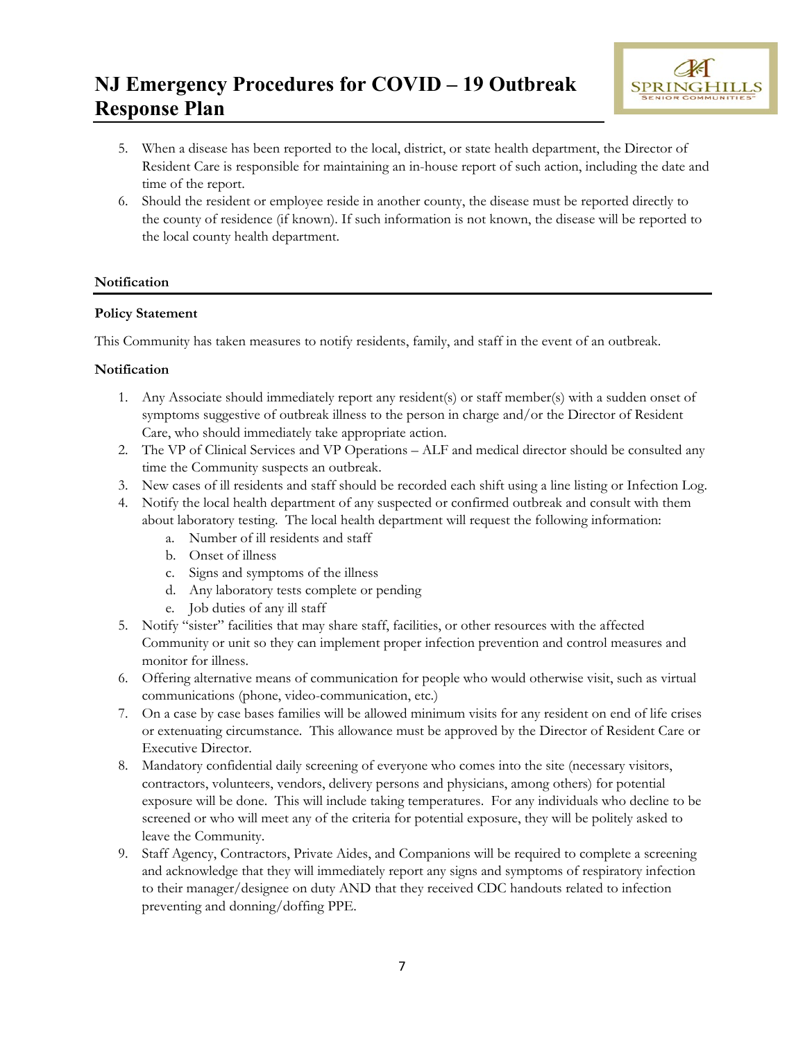5. When a disease has been reported to the local, district, or state health department, the Director of Resident Care is responsible for maintaining an in-house report of such action, including the date and time of the report.
6. Should the resident or employee reside in another county, the disease must be reported directly to the county of residence (if known). If such information is not known, the disease will be reported to the local county health department.

## Notification

**Policy Statement**

This Community has taken measures to notify residents, family, and staff in the event of an outbreak.

**Notification**

1. Any Associate should immediately report any resident(s) or staff member(s) with a sudden onset of symptoms suggestive of outbreak illness to the person in charge and/or the Director of Resident Care, who should immediately take appropriate action.
2. The VP of Clinical Services and VP Operations – ALF and medical director should be consulted any time the Community suspects an outbreak.
3. New cases of ill residents and staff should be recorded each shift using a line listing or Infection Log.
4. Notify the local health department of any suspected or confirmed outbreak and consult with them about laboratory testing. The local health department will request the following information:
   a. Number of ill residents and staff
   b. Onset of illness
   c. Signs and symptoms of the illness
   d. Any laboratory tests complete or pending
   e. Job duties of any ill staff
5. Notify "sister" facilities that may share staff, facilities, or other resources with the affected Community or unit so they can implement proper infection prevention and control measures and monitor for illness.
6. Offering alternative means of communication for people who would otherwise visit, such as virtual communications (phone, video-communication, etc.)
7. On a case by case bases families will be allowed minimum visits for any resident on end of life crises or extenuating circumstance. This allowance must be approved by the Director of Resident Care or Executive Director.
8. Mandatory confidential daily screening of everyone who comes into the site (necessary visitors, contractors, volunteers, vendors, delivery persons and physicians, among others) for potential exposure will be done. This will include taking temperatures. For any individuals who decline to be screened or who will meet any of the criteria for potential exposure, they will be politely asked to leave the Community.
9. Staff Agency, Contractors, Private Aides, and Companions will be required to complete a screening and acknowledge that they will immediately report any signs and symptoms of respiratory infection to their manager/designee on duty AND that they received CDC handouts related to infection preventing and donning/doffing PPE.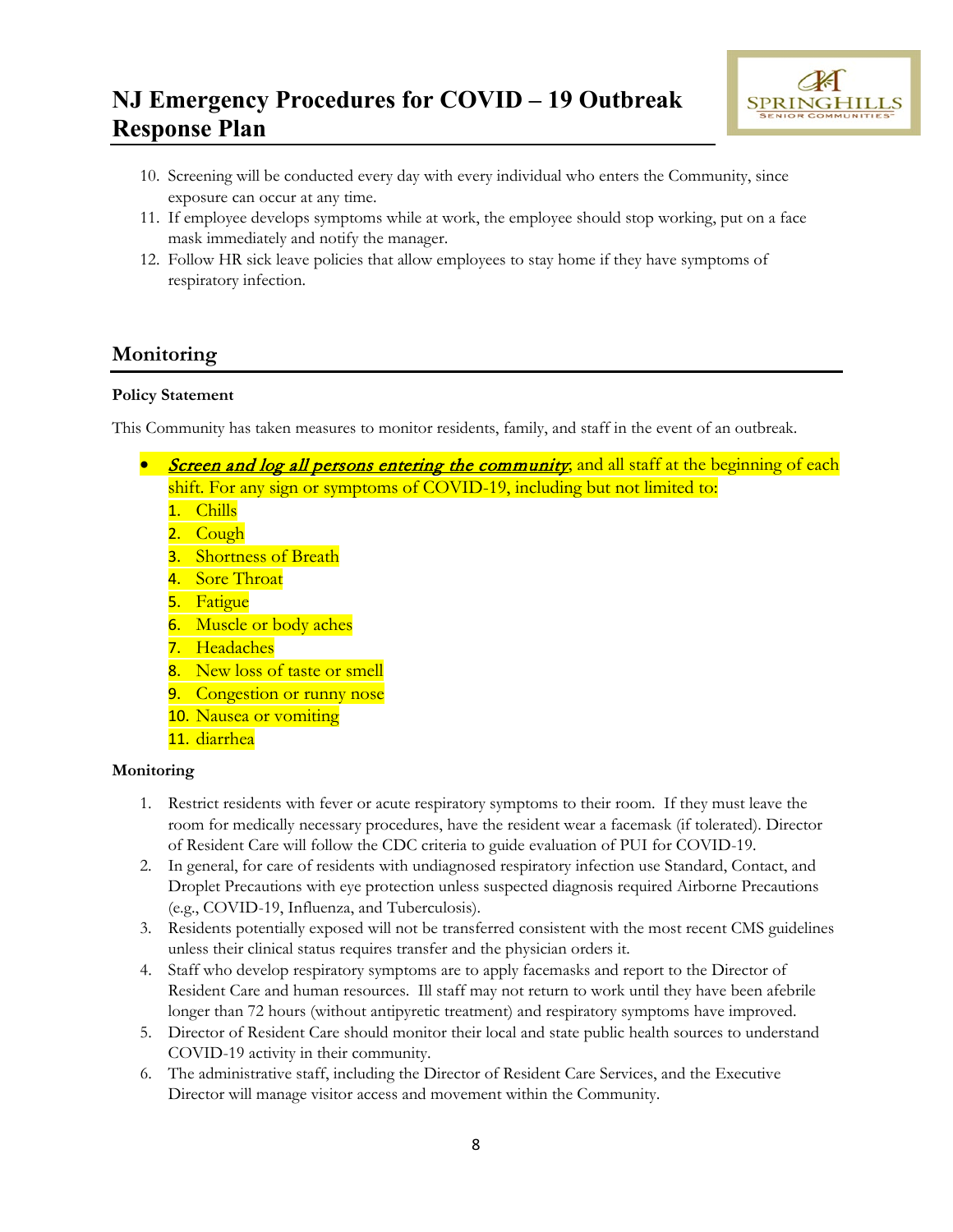10. Screening will be conducted every day with every individual who enters the Community, since exposure can occur at any time.
11. If employee develops symptoms while at work, the employee should stop working, put on a face mask immediately and notify the manager.
12. Follow HR sick leave policies that allow employees to stay home if they have symptoms of respiratory infection.

## Monitoring

**Policy Statement**

This Community has taken measures to monitor residents, family, and staff in the event of an outbreak.

- ***Screen and log all persons entering the community***, and all staff at the beginning of each shift. For any sign or symptoms of COVID-19, including but not limited to:
  1. Chills
  2. Cough
  3. Shortness of Breath
  4. Sore Throat
  5. Fatigue
  6. Muscle or body aches
  7. Headaches
  8. New loss of taste or smell
  9. Congestion or runny nose
  10. Nausea or vomiting
  11. diarrhea

**Monitoring**

1. Restrict residents with fever or acute respiratory symptoms to their room. If they must leave the room for medically necessary procedures, have the resident wear a facemask (if tolerated). Director of Resident Care will follow the CDC criteria to guide evaluation of PUI for COVID-19.
2. In general, for care of residents with undiagnosed respiratory infection use Standard, Contact, and Droplet Precautions with eye protection unless suspected diagnosis required Airborne Precautions (e.g., COVID-19, Influenza, and Tuberculosis).
3. Residents potentially exposed will not be transferred consistent with the most recent CMS guidelines unless their clinical status requires transfer and the physician orders it.
4. Staff who develop respiratory symptoms are to apply facemasks and report to the Director of Resident Care and human resources. Ill staff may not return to work until they have been afebrile longer than 72 hours (without antipyretic treatment) and respiratory symptoms have improved.
5. Director of Resident Care should monitor their local and state public health sources to understand COVID-19 activity in their community.
6. The administrative staff, including the Director of Resident Care Services, and the Executive Director will manage visitor access and movement within the Community.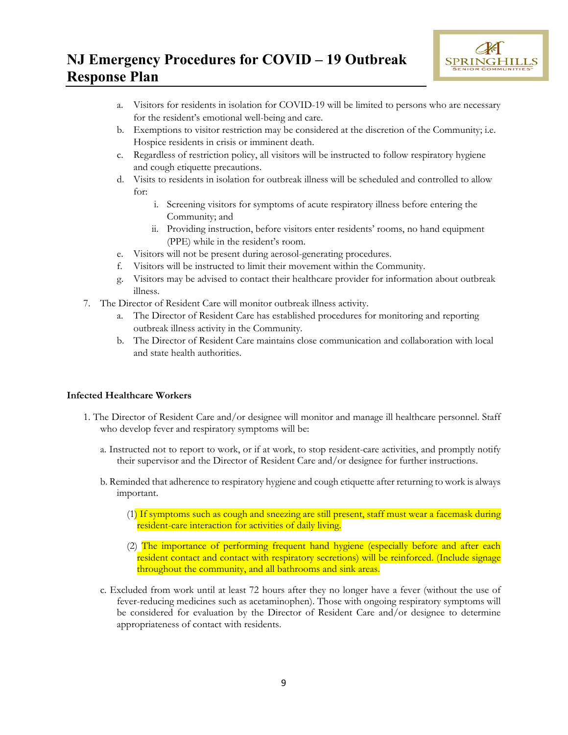a. Visitors for residents in isolation for COVID-19 will be limited to persons who are necessary for the resident's emotional well-being and care.
b. Exemptions to visitor restriction may be considered at the discretion of the Community; i.e. Hospice residents in crisis or imminent death.
c. Regardless of restriction policy, all visitors will be instructed to follow respiratory hygiene and cough etiquette precautions.
d. Visits to residents in isolation for outbreak illness will be scheduled and controlled to allow for:
    i. Screening visitors for symptoms of acute respiratory illness before entering the Community; and
    ii. Providing instruction, before visitors enter residents' rooms, no hand equipment (PPE) while in the resident's room.
e. Visitors will not be present during aerosol-generating procedures.
f. Visitors will be instructed to limit their movement within the Community.
g. Visitors may be advised to contact their healthcare provider for information about outbreak illness.

7. The Director of Resident Care will monitor outbreak illness activity.
    a. The Director of Resident Care has established procedures for monitoring and reporting outbreak illness activity in the Community.
    b. The Director of Resident Care maintains close communication and collaboration with local and state health authorities.

**Infected Healthcare Workers**

1. The Director of Resident Care and/or designee will monitor and manage ill healthcare personnel. Staff who develop fever and respiratory symptoms will be:

    a. Instructed not to report to work, or if at work, to stop resident-care activities, and promptly notify their supervisor and the Director of Resident Care and/or designee for further instructions.

    b. Reminded that adherence to respiratory hygiene and cough etiquette after returning to work is always important.

        (1) If symptoms such as cough and sneezing are still present, staff must wear a facemask during resident-care interaction for activities of daily living.

        (2) The importance of performing frequent hand hygiene (especially before and after each resident contact and contact with respiratory secretions) will be reinforced. (Include signage throughout the community, and all bathrooms and sink areas.

    c. Excluded from work until at least 72 hours after they no longer have a fever (without the use of fever-reducing medicines such as acetaminophen). Those with ongoing respiratory symptoms will be considered for evaluation by the Director of Resident Care and/or designee to determine appropriateness of contact with residents.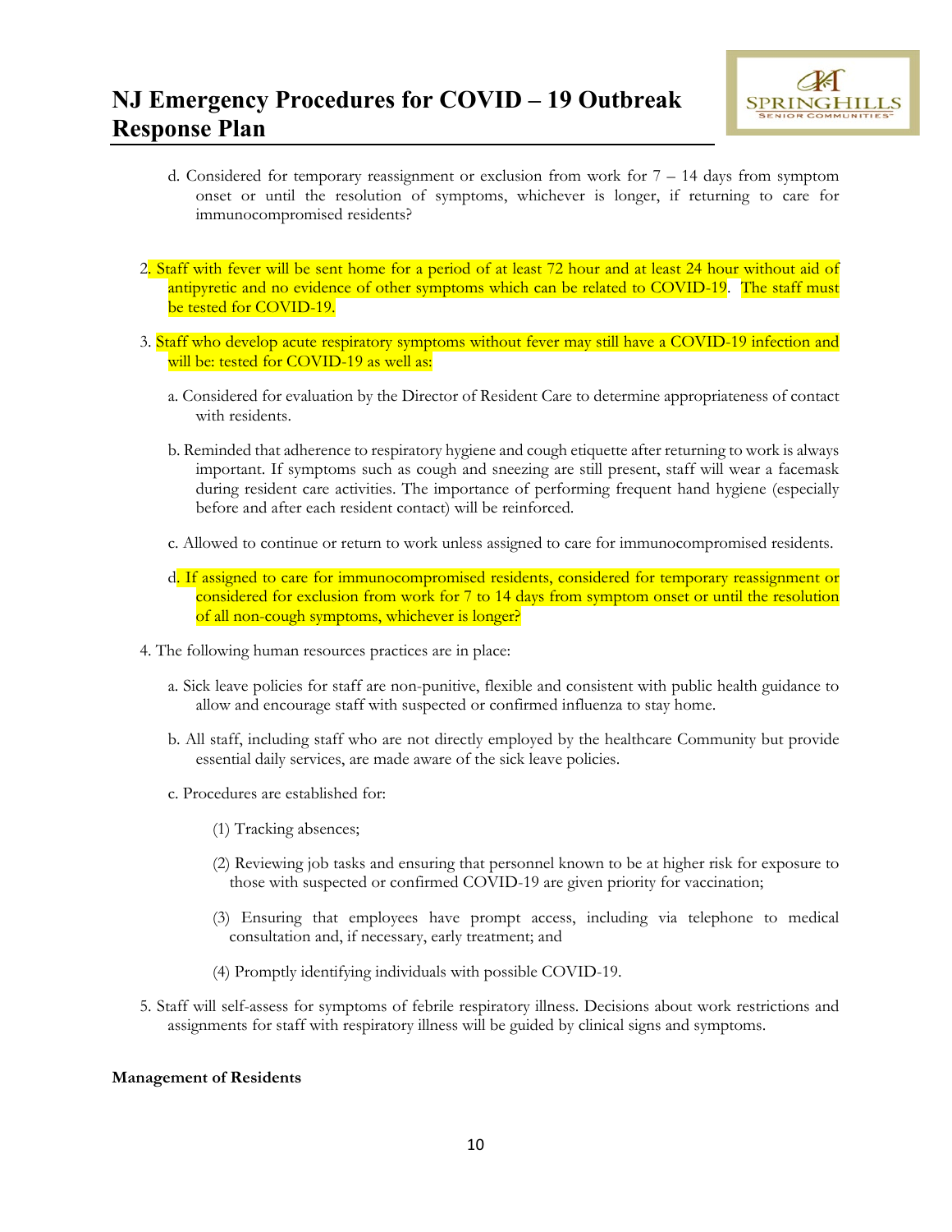d. Considered for temporary reassignment or exclusion from work for 7 – 14 days from symptom onset or until the resolution of symptoms, whichever is longer, if returning to care for immunocompromised residents?

2. Staff with fever will be sent home for a period of at least 72 hour and at least 24 hour without aid of antipyretic and no evidence of other symptoms which can be related to COVID-19. The staff must be tested for COVID-19.

3. Staff who develop acute respiratory symptoms without fever may still have a COVID-19 infection and will be: tested for COVID-19 as well as:

   a. Considered for evaluation by the Director of Resident Care to determine appropriateness of contact with residents.

   b. Reminded that adherence to respiratory hygiene and cough etiquette after returning to work is always important. If symptoms such as cough and sneezing are still present, staff will wear a facemask during resident care activities. The importance of performing frequent hand hygiene (especially before and after each resident contact) will be reinforced.

   c. Allowed to continue or return to work unless assigned to care for immunocompromised residents.

   d. If assigned to care for immunocompromised residents, considered for temporary reassignment or considered for exclusion from work for 7 to 14 days from symptom onset or until the resolution of all non-cough symptoms, whichever is longer?

4. The following human resources practices are in place:

   a. Sick leave policies for staff are non-punitive, flexible and consistent with public health guidance to allow and encourage staff with suspected or confirmed influenza to stay home.

   b. All staff, including staff who are not directly employed by the healthcare Community but provide essential daily services, are made aware of the sick leave policies.

   c. Procedures are established for:

      (1) Tracking absences;

      (2) Reviewing job tasks and ensuring that personnel known to be at higher risk for exposure to those with suspected or confirmed COVID-19 are given priority for vaccination;

      (3) Ensuring that employees have prompt access, including via telephone to medical consultation and, if necessary, early treatment; and

      (4) Promptly identifying individuals with possible COVID-19.

5. Staff will self-assess for symptoms of febrile respiratory illness. Decisions about work restrictions and assignments for staff with respiratory illness will be guided by clinical signs and symptoms.

**Management of Residents**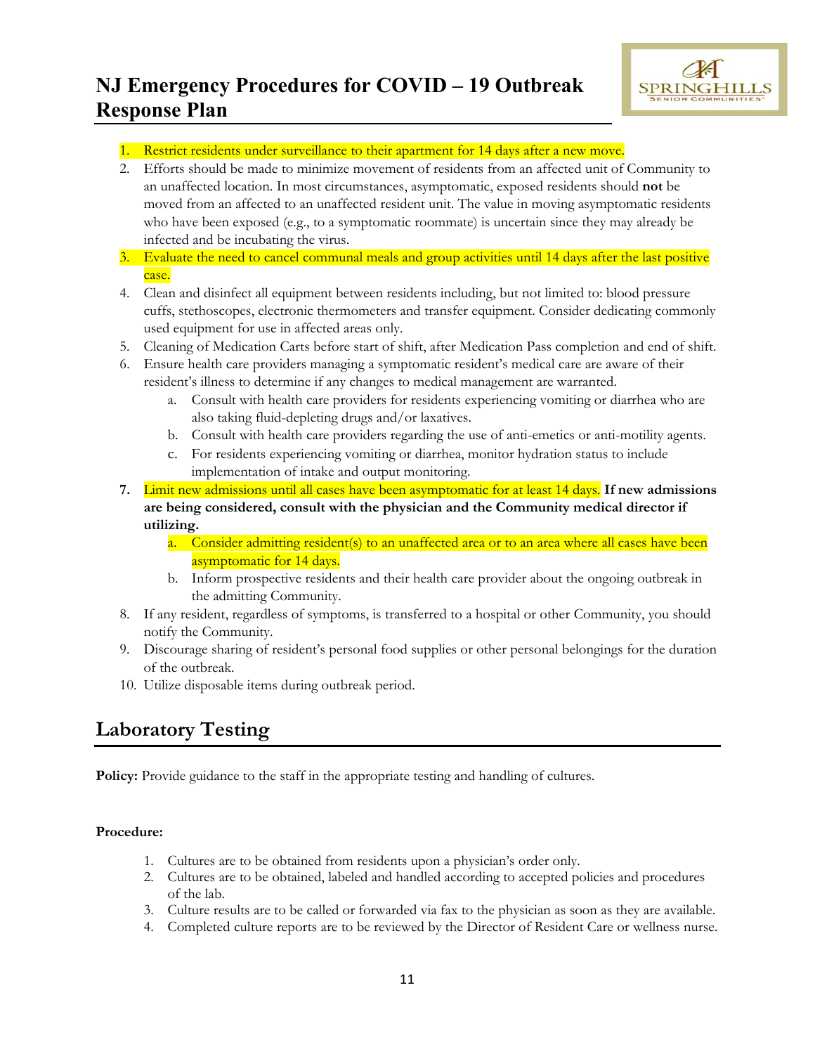1. Restrict residents under surveillance to their apartment for 14 days after a new move.
2. Efforts should be made to minimize movement of residents from an affected unit of Community to an unaffected location. In most circumstances, asymptomatic, exposed residents should **not** be moved from an affected to an unaffected resident unit. The value in moving asymptomatic residents who have been exposed (e.g., to a symptomatic roommate) is uncertain since they may already be infected and be incubating the virus.
3. Evaluate the need to cancel communal meals and group activities until 14 days after the last positive case.
4. Clean and disinfect all equipment between residents including, but not limited to: blood pressure cuffs, stethoscopes, electronic thermometers and transfer equipment. Consider dedicating commonly used equipment for use in affected areas only.
5. Cleaning of Medication Carts before start of shift, after Medication Pass completion and end of shift.
6. Ensure health care providers managing a symptomatic resident's medical care are aware of their resident's illness to determine if any changes to medical management are warranted.
   a. Consult with health care providers for residents experiencing vomiting or diarrhea who are also taking fluid-depleting drugs and/or laxatives.
   b. Consult with health care providers regarding the use of anti-emetics or anti-motility agents.
   c. For residents experiencing vomiting or diarrhea, monitor hydration status to include implementation of intake and output monitoring.
7. Limit new admissions until all cases have been asymptomatic for at least 14 days. **If new admissions are being considered, consult with the physician and the Community medical director if utilizing.**
   a. Consider admitting resident(s) to an unaffected area or to an area where all cases have been asymptomatic for 14 days.
   b. Inform prospective residents and their health care provider about the ongoing outbreak in the admitting Community.
8. If any resident, regardless of symptoms, is transferred to a hospital or other Community, you should notify the Community.
9. Discourage sharing of resident's personal food supplies or other personal belongings for the duration of the outbreak.
10. Utilize disposable items during outbreak period.

## Laboratory Testing

**Policy:** Provide guidance to the staff in the appropriate testing and handling of cultures.

**Procedure:**

1. Cultures are to be obtained from residents upon a physician's order only.
2. Cultures are to be obtained, labeled and handled according to accepted policies and procedures of the lab.
3. Culture results are to be called or forwarded via fax to the physician as soon as they are available.
4. Completed culture reports are to be reviewed by the Director of Resident Care or wellness nurse.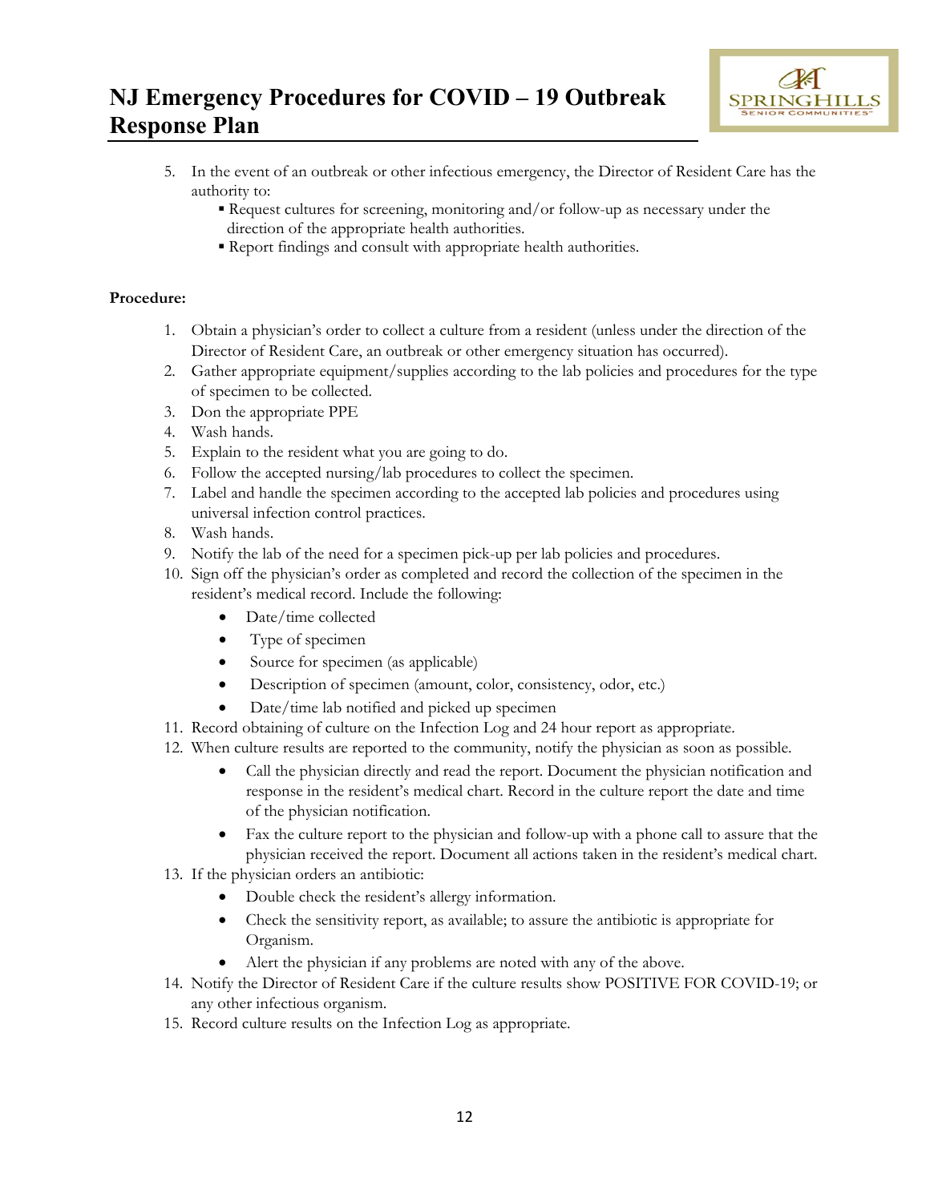5. In the event of an outbreak or other infectious emergency, the Director of Resident Care has the authority to:
   - Request cultures for screening, monitoring and/or follow-up as necessary under the direction of the appropriate health authorities.
   - Report findings and consult with appropriate health authorities.

**Procedure:**

1. Obtain a physician's order to collect a culture from a resident (unless under the direction of the Director of Resident Care, an outbreak or other emergency situation has occurred).
2. Gather appropriate equipment/supplies according to the lab policies and procedures for the type of specimen to be collected.
3. Don the appropriate PPE
4. Wash hands.
5. Explain to the resident what you are going to do.
6. Follow the accepted nursing/lab procedures to collect the specimen.
7. Label and handle the specimen according to the accepted lab policies and procedures using universal infection control practices.
8. Wash hands.
9. Notify the lab of the need for a specimen pick-up per lab policies and procedures.
10. Sign off the physician's order as completed and record the collection of the specimen in the resident's medical record. Include the following:
    - Date/time collected
    - Type of specimen
    - Source for specimen (as applicable)
    - Description of specimen (amount, color, consistency, odor, etc.)
    - Date/time lab notified and picked up specimen
11. Record obtaining of culture on the Infection Log and 24 hour report as appropriate.
12. When culture results are reported to the community, notify the physician as soon as possible.
    - Call the physician directly and read the report. Document the physician notification and response in the resident's medical chart. Record in the culture report the date and time of the physician notification.
    - Fax the culture report to the physician and follow-up with a phone call to assure that the physician received the report. Document all actions taken in the resident's medical chart.
13. If the physician orders an antibiotic:
    - Double check the resident's allergy information.
    - Check the sensitivity report, as available; to assure the antibiotic is appropriate for Organism.
    - Alert the physician if any problems are noted with any of the above.
14. Notify the Director of Resident Care if the culture results show POSITIVE FOR COVID-19; or any other infectious organism.
15. Record culture results on the Infection Log as appropriate.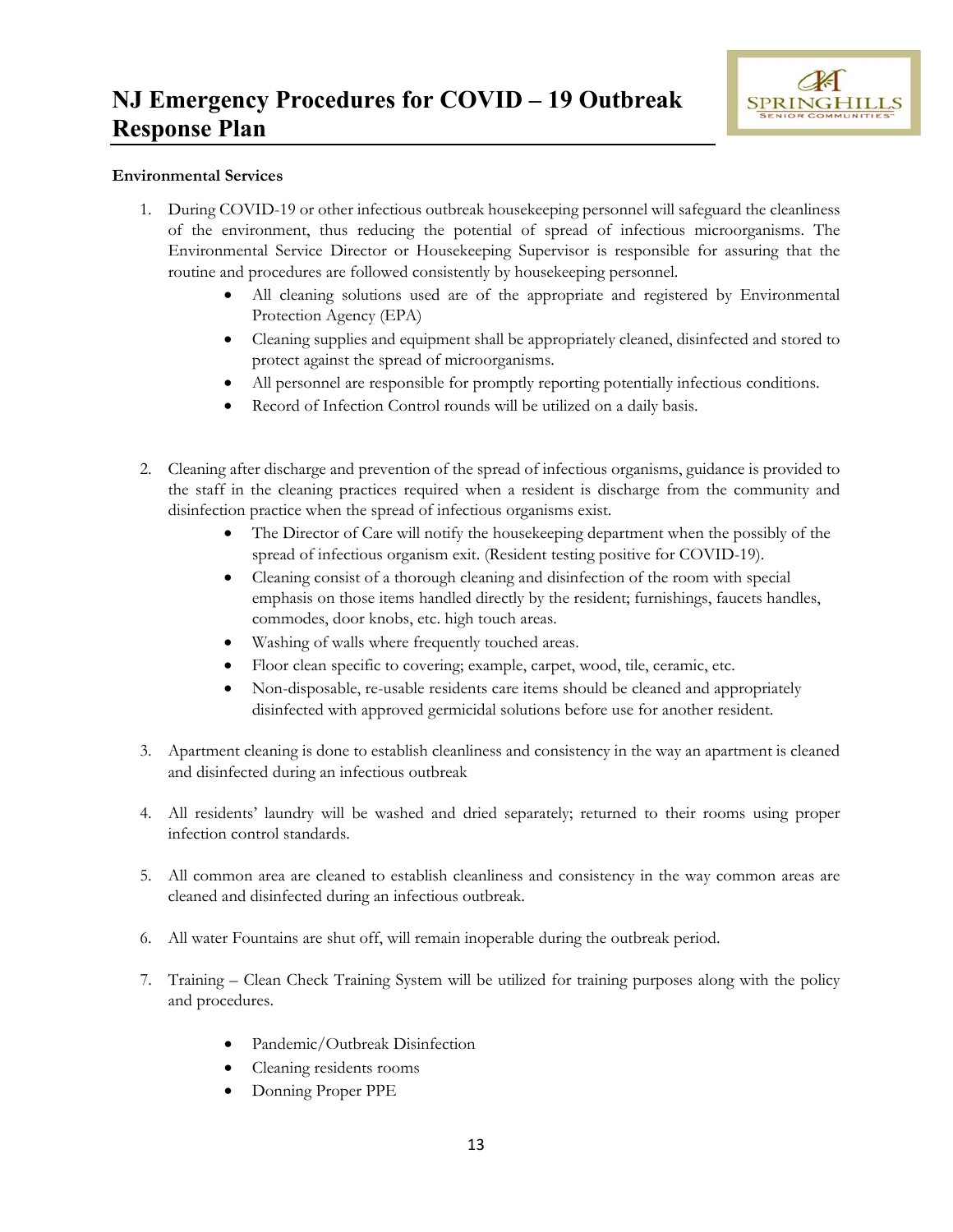# NJ Emergency Procedures for COVID – 19 Outbreak Response Plan

**Environmental Services**

1. During COVID-19 or other infectious outbreak housekeeping personnel will safeguard the cleanliness of the environment, thus reducing the potential of spread of infectious microorganisms. The Environmental Service Director or Housekeeping Supervisor is responsible for assuring that the routine and procedures are followed consistently by housekeeping personnel.
    - All cleaning solutions used are of the appropriate and registered by Environmental Protection Agency (EPA)
    - Cleaning supplies and equipment shall be appropriately cleaned, disinfected and stored to protect against the spread of microorganisms.
    - All personnel are responsible for promptly reporting potentially infectious conditions.
    - Record of Infection Control rounds will be utilized on a daily basis.

2. Cleaning after discharge and prevention of the spread of infectious organisms, guidance is provided to the staff in the cleaning practices required when a resident is discharge from the community and disinfection practice when the spread of infectious organisms exist.
    - The Director of Care will notify the housekeeping department when the possibly of the spread of infectious organism exit. (Resident testing positive for COVID-19).
    - Cleaning consist of a thorough cleaning and disinfection of the room with special emphasis on those items handled directly by the resident; furnishings, faucets handles, commodes, door knobs, etc. high touch areas.
    - Washing of walls where frequently touched areas.
    - Floor clean specific to covering; example, carpet, wood, tile, ceramic, etc.
    - Non-disposable, re-usable residents care items should be cleaned and appropriately disinfected with approved germicidal solutions before use for another resident.

3. Apartment cleaning is done to establish cleanliness and consistency in the way an apartment is cleaned and disinfected during an infectious outbreak

4. All residents' laundry will be washed and dried separately; returned to their rooms using proper infection control standards.

5. All common area are cleaned to establish cleanliness and consistency in the way common areas are cleaned and disinfected during an infectious outbreak.

6. All water Fountains are shut off, will remain inoperable during the outbreak period.

7. Training – Clean Check Training System will be utilized for training purposes along with the policy and procedures.
    - Pandemic/Outbreak Disinfection
    - Cleaning residents rooms
    - Donning Proper PPE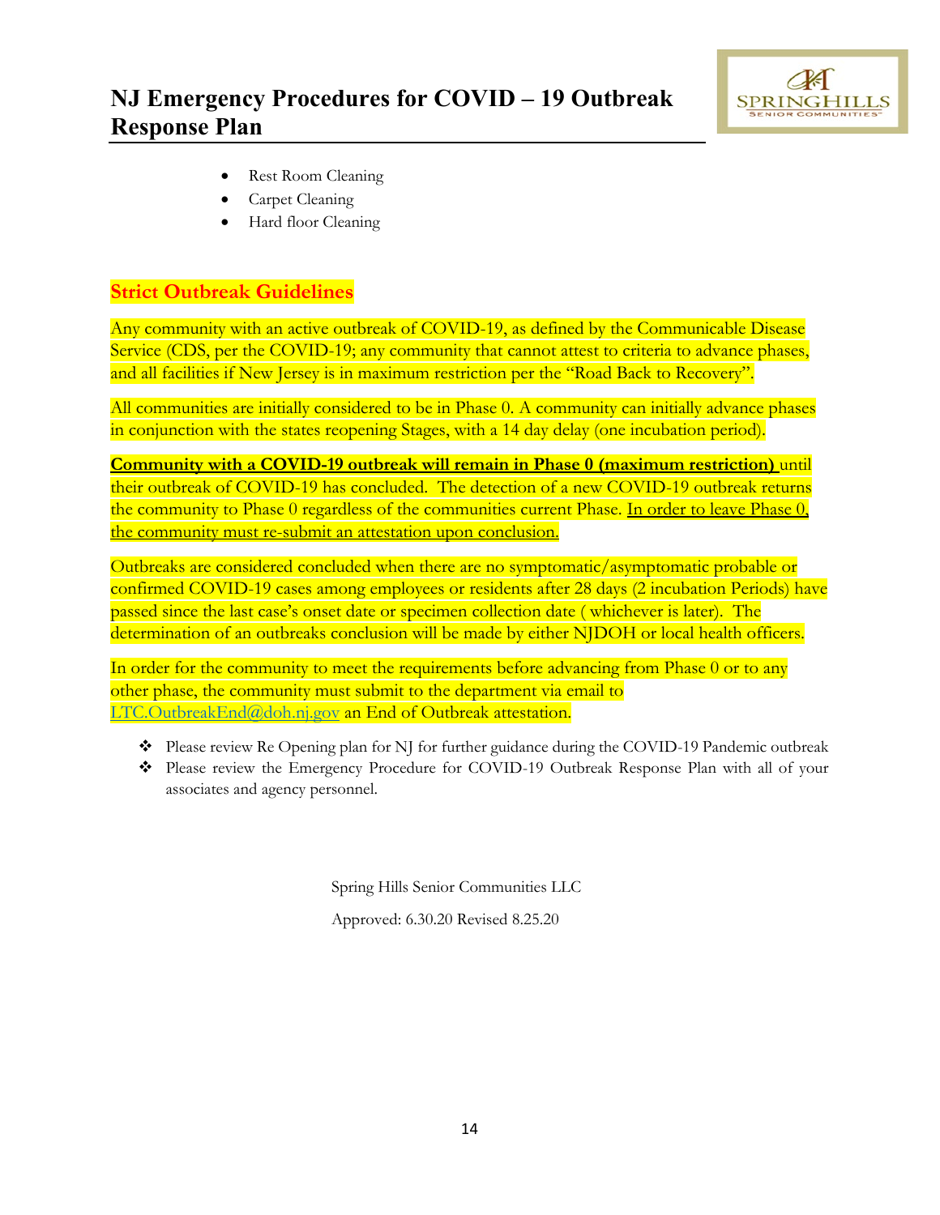- Rest Room Cleaning
- Carpet Cleaning
- Hard floor Cleaning

## Strict Outbreak Guidelines

Any community with an active outbreak of COVID-19, as defined by the Communicable Disease Service (CDS, per the COVID-19; any community that cannot attest to criteria to advance phases, and all facilities if New Jersey is in maximum restriction per the "Road Back to Recovery".

All communities are initially considered to be in Phase 0. A community can initially advance phases in conjunction with the states reopening Stages, with a 14 day delay (one incubation period).

**Community with a COVID-19 outbreak will remain in Phase 0 (maximum restriction)** until their outbreak of COVID-19 has concluded. The detection of a new COVID-19 outbreak returns the community to Phase 0 regardless of the communities current Phase. In order to leave Phase 0, the community must re-submit an attestation upon conclusion.

Outbreaks are considered concluded when there are no symptomatic/asymptomatic probable or confirmed COVID-19 cases among employees or residents after 28 days (2 incubation Periods) have passed since the last case's onset date or specimen collection date ( whichever is later). The determination of an outbreaks conclusion will be made by either NJDOH or local health officers.

In order for the community to meet the requirements before advancing from Phase 0 or to any other phase, the community must submit to the department via email to LTC.OutbreakEnd@doh.nj.gov an End of Outbreak attestation.

- Please review Re Opening plan for NJ for further guidance during the COVID-19 Pandemic outbreak
- Please review the Emergency Procedure for COVID-19 Outbreak Response Plan with all of your associates and agency personnel.

Spring Hills Senior Communities LLC

Approved: 6.30.20 Revised 8.25.20